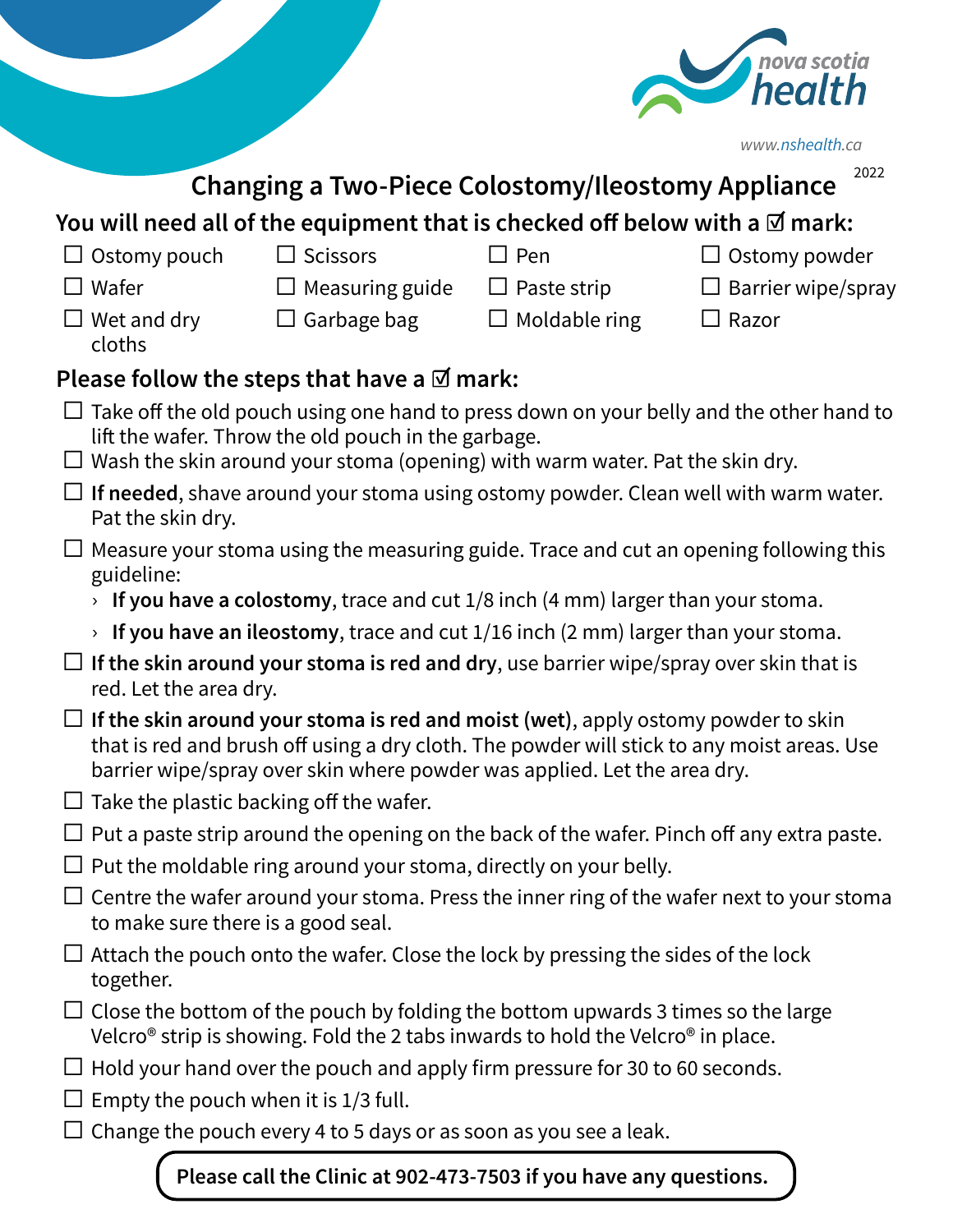nova scotia health

www.nshealth.ca

2022

# Changing a Two-Piece Colostomy/Ileostomy Appliance

## You will need all of the equipment that is checked off below with a ☑ mark:

- ☐ Ostomy pouch
- ☐ Scissors
- ☐ Pen
- ☐ Ostomy powder
- ☐ Wafer
- ☐ Measuring guide
- ☐ Paste strip
- ☐ Barrier wipe/spray
- ☐ Wet and dry cloths
- ☐ Garbage bag
- ☐ Moldable ring
- ☐ Razor

## Please follow the steps that have a ☑ mark:

- ☐ Take off the old pouch using one hand to press down on your belly and the other hand to lift the wafer. Throw the old pouch in the garbage.
- ☐ Wash the skin around your stoma (opening) with warm water. Pat the skin dry.
- ☐ **If needed**, shave around your stoma using ostomy powder. Clean well with warm water. Pat the skin dry.
- ☐ Measure your stoma using the measuring guide. Trace and cut an opening following this guideline:
  - **If you have a colostomy**, trace and cut 1/8 inch (4 mm) larger than your stoma.
  - **If you have an ileostomy**, trace and cut 1/16 inch (2 mm) larger than your stoma.
- ☐ **If the skin around your stoma is red and dry**, use barrier wipe/spray over skin that is red. Let the area dry.
- ☐ **If the skin around your stoma is red and moist (wet)**, apply ostomy powder to skin that is red and brush off using a dry cloth. The powder will stick to any moist areas. Use barrier wipe/spray over skin where powder was applied. Let the area dry.
- ☐ Take the plastic backing off the wafer.
- ☐ Put a paste strip around the opening on the back of the wafer. Pinch off any extra paste.
- ☐ Put the moldable ring around your stoma, directly on your belly.
- ☐ Centre the wafer around your stoma. Press the inner ring of the wafer next to your stoma to make sure there is a good seal.
- ☐ Attach the pouch onto the wafer. Close the lock by pressing the sides of the lock together.
- ☐ Close the bottom of the pouch by folding the bottom upwards 3 times so the large Velcro® strip is showing. Fold the 2 tabs inwards to hold the Velcro® in place.
- ☐ Hold your hand over the pouch and apply firm pressure for 30 to 60 seconds.
- ☐ Empty the pouch when it is 1/3 full.
- ☐ Change the pouch every 4 to 5 days or as soon as you see a leak.

**Please call the Clinic at 902-473-7503 if you have any questions.**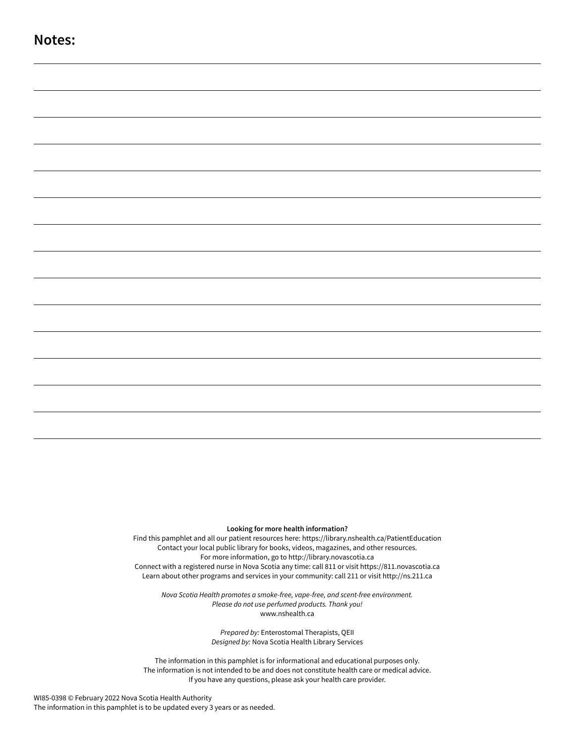## Notes:

**Looking for more health information?**

Find this pamphlet and all our patient resources here: https://library.nshealth.ca/PatientEducation
Contact your local public library for books, videos, magazines, and other resources.
For more information, go to http://library.novascotia.ca
Connect with a registered nurse in Nova Scotia any time: call 811 or visit https://811.novascotia.ca
Learn about other programs and services in your community: call 211 or visit http://ns.211.ca

*Nova Scotia Health promotes a smoke-free, vape-free, and scent-free environment.*
*Please do not use perfumed products. Thank you!*
www.nshealth.ca

*Prepared by:* Enterostomal Therapists, QEII
*Designed by:* Nova Scotia Health Library Services

The information in this pamphlet is for informational and educational purposes only.
The information is not intended to be and does not constitute health care or medical advice.
If you have any questions, please ask your health care provider.

WI85-0398 © February 2022 Nova Scotia Health Authority
The information in this pamphlet is to be updated every 3 years or as needed.